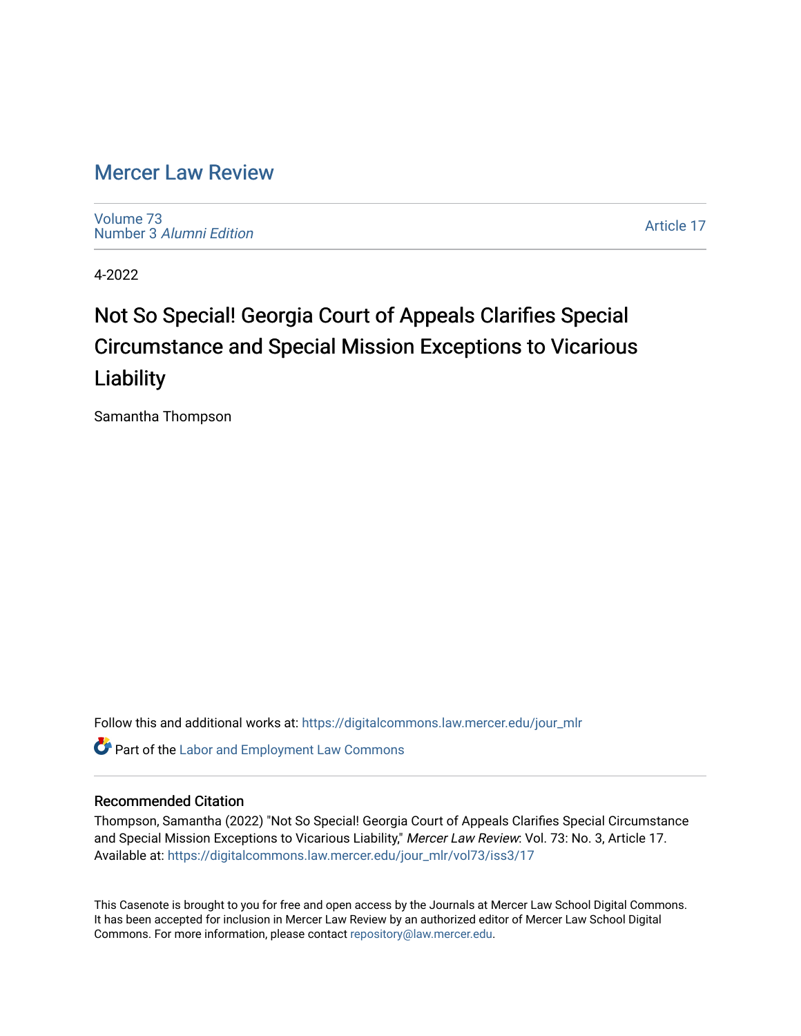# Mercer Law Review

Volume 73
Number 3 *Alumni Edition*

Article 17

4-2022

## Not So Special! Georgia Court of Appeals Clarifies Special Circumstance and Special Mission Exceptions to Vicarious Liability

Samantha Thompson

Follow this and additional works at: https://digitalcommons.law.mercer.edu/jour_mlr

Part of the Labor and Employment Law Commons

### Recommended Citation

Thompson, Samantha (2022) "Not So Special! Georgia Court of Appeals Clarifies Special Circumstance and Special Mission Exceptions to Vicarious Liability," *Mercer Law Review*: Vol. 73: No. 3, Article 17.
Available at: https://digitalcommons.law.mercer.edu/jour_mlr/vol73/iss3/17

This Casenote is brought to you for free and open access by the Journals at Mercer Law School Digital Commons. It has been accepted for inclusion in Mercer Law Review by an authorized editor of Mercer Law School Digital Commons. For more information, please contact repository@law.mercer.edu.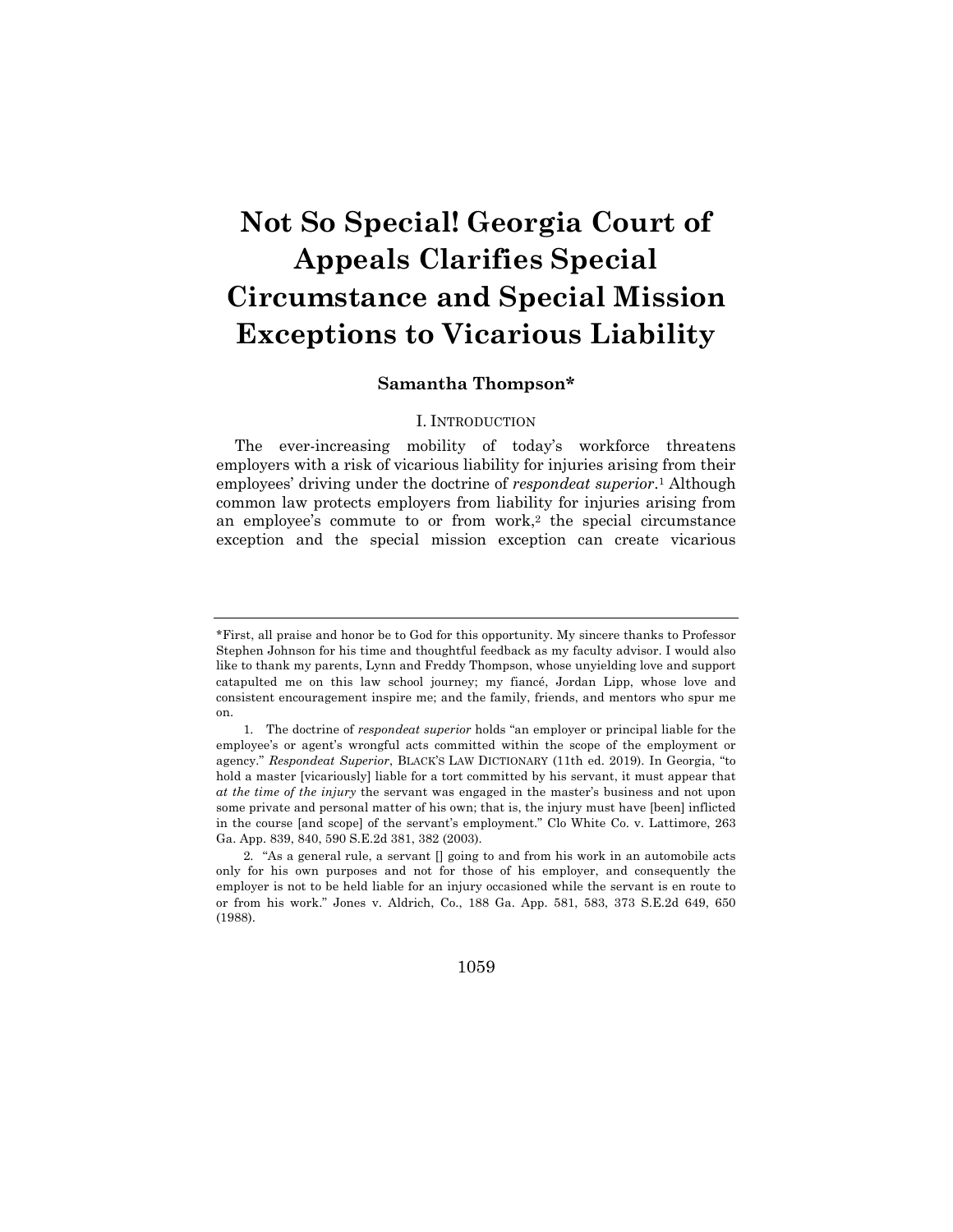# Not So Special! Georgia Court of Appeals Clarifies Special Circumstance and Special Mission Exceptions to Vicarious Liability

**Samantha Thompson***

## I. INTRODUCTION

The ever-increasing mobility of today's workforce threatens employers with a risk of vicarious liability for injuries arising from their employees' driving under the doctrine of *respondeat superior*.[1] Although common law protects employers from liability for injuries arising from an employee's commute to or from work,[2] the special circumstance exception and the special mission exception can create vicarious

---

*First, all praise and honor be to God for this opportunity. My sincere thanks to Professor Stephen Johnson for his time and thoughtful feedback as my faculty advisor. I would also like to thank my parents, Lynn and Freddy Thompson, whose unyielding love and support catapulted me on this law school journey; my fiancé, Jordan Lipp, whose love and consistent encouragement inspire me; and the family, friends, and mentors who spur me on.

1. The doctrine of *respondeat superior* holds "an employer or principal liable for the employee's or agent's wrongful acts committed within the scope of the employment or agency." *Respondeat Superior*, BLACK'S LAW DICTIONARY (11th ed. 2019). In Georgia, "to hold a master [vicariously] liable for a tort committed by his servant, it must appear that *at the time of the injury* the servant was engaged in the master's business and not upon some private and personal matter of his own; that is, the injury must have [been] inflicted in the course [and scope] of the servant's employment." Clo White Co. v. Lattimore, 263 Ga. App. 839, 840, 590 S.E.2d 381, 382 (2003).

2. "As a general rule, a servant [] going to and from his work in an automobile acts only for his own purposes and not for those of his employer, and consequently the employer is not to be held liable for an injury occasioned while the servant is en route to or from his work." Jones v. Aldrich, Co., 188 Ga. App. 581, 583, 373 S.E.2d 649, 650 (1988).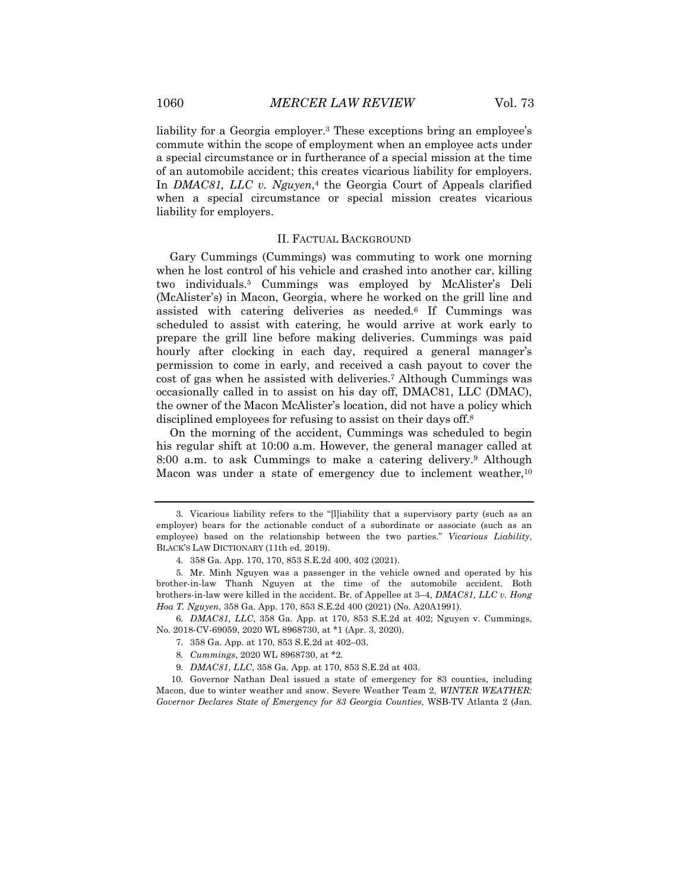liability for a Georgia employer.[3] These exceptions bring an employee's commute within the scope of employment when an employee acts under a special circumstance or in furtherance of a special mission at the time of an automobile accident; this creates vicarious liability for employers. In *DMAC81, LLC v. Nguyen*,[4] the Georgia Court of Appeals clarified when a special circumstance or special mission creates vicarious liability for employers.

## II. FACTUAL BACKGROUND

Gary Cummings (Cummings) was commuting to work one morning when he lost control of his vehicle and crashed into another car, killing two individuals.[5] Cummings was employed by McAlister's Deli (McAlister's) in Macon, Georgia, where he worked on the grill line and assisted with catering deliveries as needed.[6] If Cummings was scheduled to assist with catering, he would arrive at work early to prepare the grill line before making deliveries. Cummings was paid hourly after clocking in each day, required a general manager's permission to come in early, and received a cash payout to cover the cost of gas when he assisted with deliveries.[7] Although Cummings was occasionally called in to assist on his day off, DMAC81, LLC (DMAC), the owner of the Macon McAlister's location, did not have a policy which disciplined employees for refusing to assist on their days off.[8]

On the morning of the accident, Cummings was scheduled to begin his regular shift at 10:00 a.m. However, the general manager called at 8:00 a.m. to ask Cummings to make a catering delivery.[9] Although Macon was under a state of emergency due to inclement weather,[10]

---

3. Vicarious liability refers to the "[l]iability that a supervisory party (such as an employer) bears for the actionable conduct of a subordinate or associate (such as an employee) based on the relationship between the two parties." *Vicarious Liability*, BLACK'S LAW DICTIONARY (11th ed. 2019).

4. 358 Ga. App. 170, 170, 853 S.E.2d 400, 402 (2021).

5. Mr. Minh Nguyen was a passenger in the vehicle owned and operated by his brother-in-law Thanh Nguyen at the time of the automobile accident. Both brothers-in-law were killed in the accident. Br. of Appellee at 3–4, *DMAC81, LLC v. Hong Hoa T. Nguyen*, 358 Ga. App. 170, 853 S.E.2d 400 (2021) (No. A20A1991).

6. *DMAC81, LLC*, 358 Ga. App. at 170, 853 S.E.2d at 402; Nguyen v. Cummings, No. 2018-CV-69059, 2020 WL 8968730, at *1 (Apr. 3, 2020).

7. 358 Ga. App. at 170, 853 S.E.2d at 402–03.

8. *Cummings*, 2020 WL 8968730, at *2.

9. *DMAC81, LLC*, 358 Ga. App. at 170, 853 S.E.2d at 403.

10. Governor Nathan Deal issued a state of emergency for 83 counties, including Macon, due to winter weather and snow. Severe Weather Team 2, *WINTER WEATHER: Governor Declares State of Emergency for 83 Georgia Counties*, WSB-TV Atlanta 2 (Jan.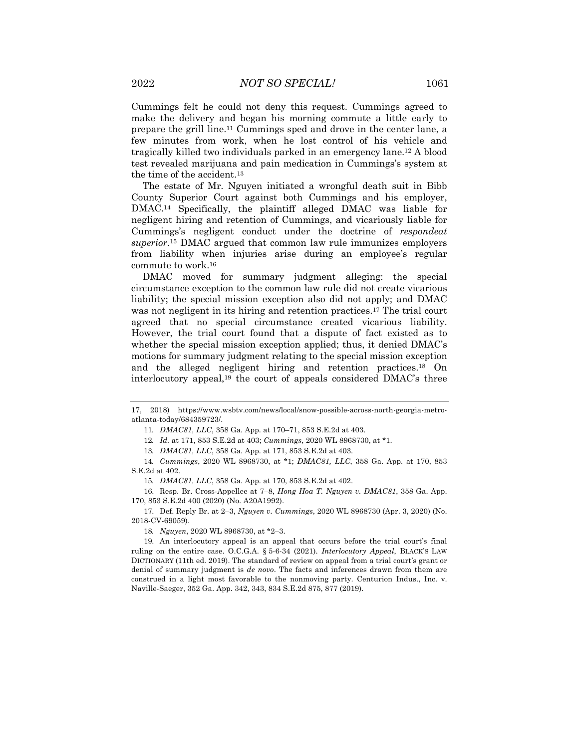Cummings felt he could not deny this request. Cummings agreed to make the delivery and began his morning commute a little early to prepare the grill line.[11] Cummings sped and drove in the center lane, a few minutes from work, when he lost control of his vehicle and tragically killed two individuals parked in an emergency lane.[12] A blood test revealed marijuana and pain medication in Cummings's system at the time of the accident.[13]

The estate of Mr. Nguyen initiated a wrongful death suit in Bibb County Superior Court against both Cummings and his employer, DMAC.[14] Specifically, the plaintiff alleged DMAC was liable for negligent hiring and retention of Cummings, and vicariously liable for Cummings's negligent conduct under the doctrine of *respondeat superior*.[15] DMAC argued that common law rule immunizes employers from liability when injuries arise during an employee's regular commute to work.[16]

DMAC moved for summary judgment alleging: the special circumstance exception to the common law rule did not create vicarious liability; the special mission exception also did not apply; and DMAC was not negligent in its hiring and retention practices.[17] The trial court agreed that no special circumstance created vicarious liability. However, the trial court found that a dispute of fact existed as to whether the special mission exception applied; thus, it denied DMAC's motions for summary judgment relating to the special mission exception and the alleged negligent hiring and retention practices.[18] On interlocutory appeal,[19] the court of appeals considered DMAC's three

---

17, 2018) https://www.wsbtv.com/news/local/snow-possible-across-north-georgia-metro-atlanta-today/684359723/.

11. *DMAC81, LLC*, 358 Ga. App. at 170–71, 853 S.E.2d at 403.

12. *Id.* at 171, 853 S.E.2d at 403; *Cummings*, 2020 WL 8968730, at *1.

13. *DMAC81, LLC*, 358 Ga. App. at 171, 853 S.E.2d at 403.

14. *Cummings*, 2020 WL 8968730, at *1; *DMAC81, LLC*, 358 Ga. App. at 170, 853 S.E.2d at 402.

15. *DMAC81, LLC*, 358 Ga. App. at 170, 853 S.E.2d at 402.

16. Resp. Br. Cross-Appellee at 7–8, *Hong Hoa T. Nguyen v. DMAC81*, 358 Ga. App. 170, 853 S.E.2d 400 (2020) (No. A20A1992).

17. Def. Reply Br. at 2–3, *Nguyen v. Cummings*, 2020 WL 8968730 (Apr. 3, 2020) (No. 2018-CV-69059).

18. *Nguyen*, 2020 WL 8968730, at *2–3.

19. An interlocutory appeal is an appeal that occurs before the trial court's final ruling on the entire case. O.C.G.A. § 5-6-34 (2021). *Interlocutory Appeal*, BLACK'S LAW DICTIONARY (11th ed. 2019). The standard of review on appeal from a trial court's grant or denial of summary judgment is *de novo*. The facts and inferences drawn from them are construed in a light most favorable to the nonmoving party. Centurion Indus., Inc. v. Naville-Saeger, 352 Ga. App. 342, 343, 834 S.E.2d 875, 877 (2019).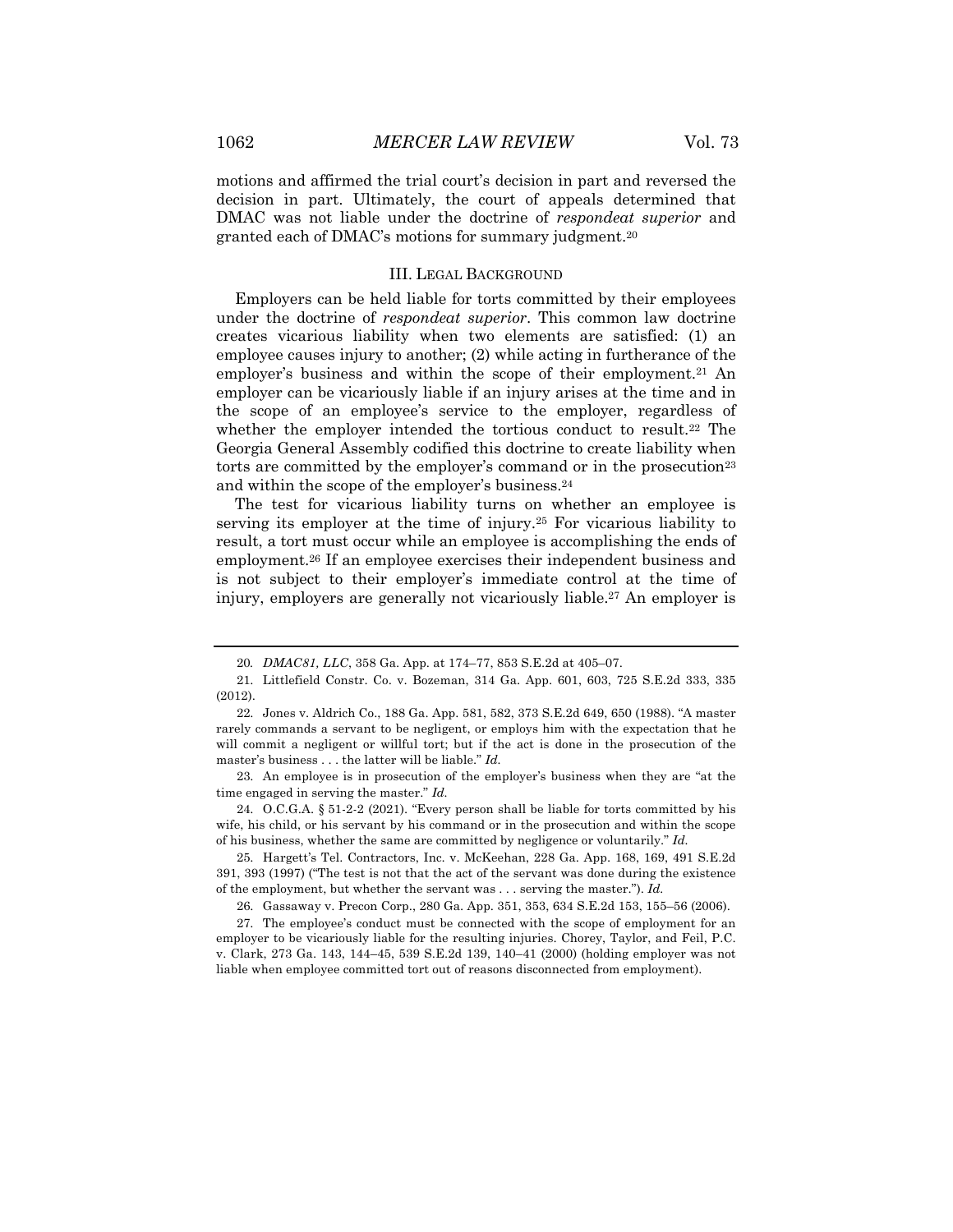motions and affirmed the trial court's decision in part and reversed the decision in part. Ultimately, the court of appeals determined that DMAC was not liable under the doctrine of *respondeat superior* and granted each of DMAC's motions for summary judgment.[20]

## III. LEGAL BACKGROUND

Employers can be held liable for torts committed by their employees under the doctrine of *respondeat superior*. This common law doctrine creates vicarious liability when two elements are satisfied: (1) an employee causes injury to another; (2) while acting in furtherance of the employer's business and within the scope of their employment.[21] An employer can be vicariously liable if an injury arises at the time and in the scope of an employee's service to the employer, regardless of whether the employer intended the tortious conduct to result.[22] The Georgia General Assembly codified this doctrine to create liability when torts are committed by the employer's command or in the prosecution[23] and within the scope of the employer's business.[24]

The test for vicarious liability turns on whether an employee is serving its employer at the time of injury.[25] For vicarious liability to result, a tort must occur while an employee is accomplishing the ends of employment.[26] If an employee exercises their independent business and is not subject to their employer's immediate control at the time of injury, employers are generally not vicariously liable.[27] An employer is

---

20. *DMAC81, LLC*, 358 Ga. App. at 174–77, 853 S.E.2d at 405–07.

21. Littlefield Constr. Co. v. Bozeman, 314 Ga. App. 601, 603, 725 S.E.2d 333, 335 (2012).

22. Jones v. Aldrich Co., 188 Ga. App. 581, 582, 373 S.E.2d 649, 650 (1988). "A master rarely commands a servant to be negligent, or employs him with the expectation that he will commit a negligent or willful tort; but if the act is done in the prosecution of the master's business . . . the latter will be liable." *Id.*

23. An employee is in prosecution of the employer's business when they are "at the time engaged in serving the master." *Id.*

24. O.C.G.A. § 51-2-2 (2021). "Every person shall be liable for torts committed by his wife, his child, or his servant by his command or in the prosecution and within the scope of his business, whether the same are committed by negligence or voluntarily." *Id.*

25. Hargett's Tel. Contractors, Inc. v. McKeehan, 228 Ga. App. 168, 169, 491 S.E.2d 391, 393 (1997) ("The test is not that the act of the servant was done during the existence of the employment, but whether the servant was . . . serving the master."). *Id.*

26. Gassaway v. Precon Corp., 280 Ga. App. 351, 353, 634 S.E.2d 153, 155–56 (2006).

27. The employee's conduct must be connected with the scope of employment for an employer to be vicariously liable for the resulting injuries. Chorey, Taylor, and Feil, P.C. v. Clark, 273 Ga. 143, 144–45, 539 S.E.2d 139, 140–41 (2000) (holding employer was not liable when employee committed tort out of reasons disconnected from employment).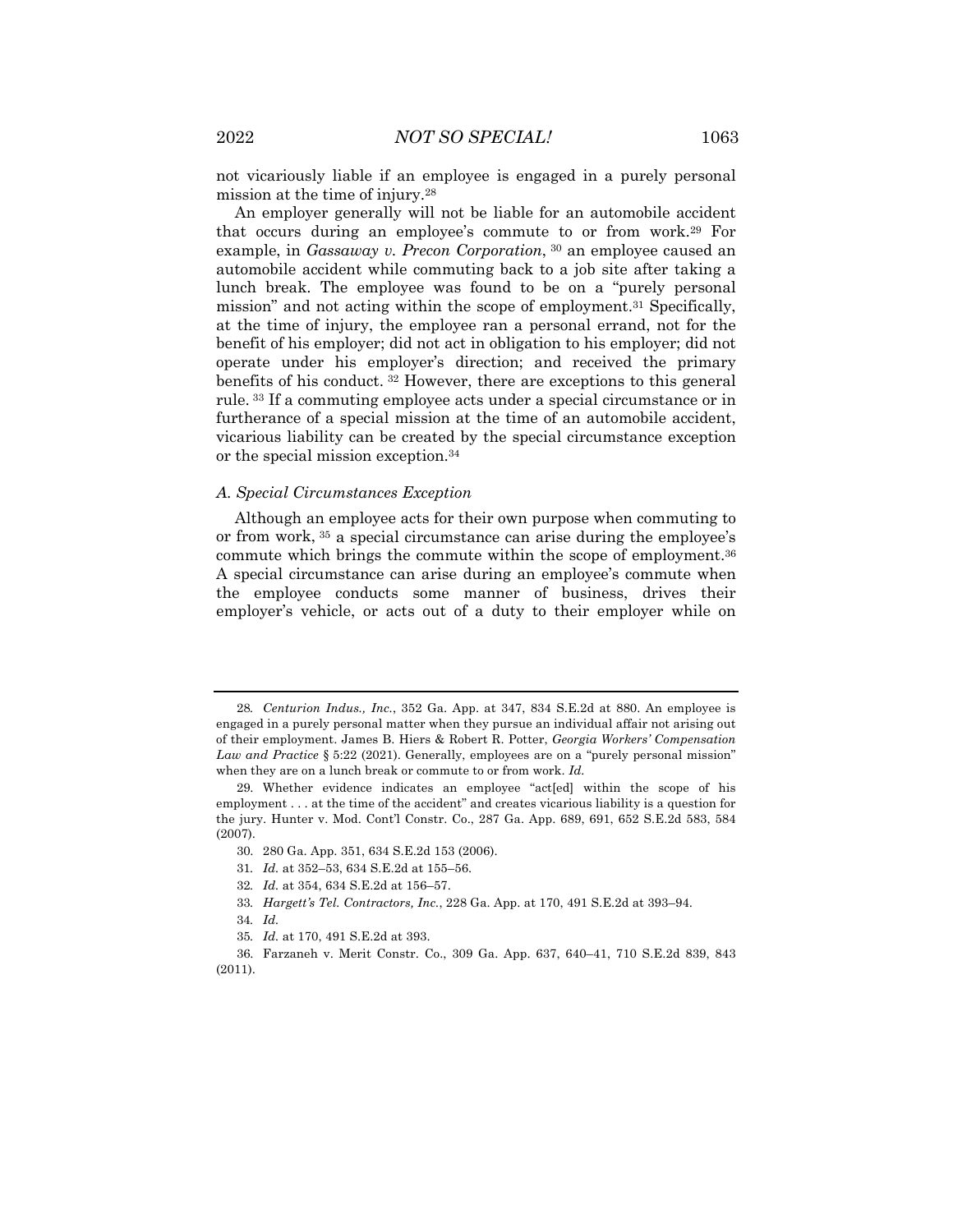not vicariously liable if an employee is engaged in a purely personal mission at the time of injury.[28]

An employer generally will not be liable for an automobile accident that occurs during an employee's commute to or from work.[29] For example, in *Gassaway v. Precon Corporation*,[30] an employee caused an automobile accident while commuting back to a job site after taking a lunch break. The employee was found to be on a "purely personal mission" and not acting within the scope of employment.[31] Specifically, at the time of injury, the employee ran a personal errand, not for the benefit of his employer; did not act in obligation to his employer; did not operate under his employer's direction; and received the primary benefits of his conduct.[32] However, there are exceptions to this general rule.[33] If a commuting employee acts under a special circumstance or in furtherance of a special mission at the time of an automobile accident, vicarious liability can be created by the special circumstance exception or the special mission exception.[34]

### *A. Special Circumstances Exception*

Although an employee acts for their own purpose when commuting to or from work,[35] a special circumstance can arise during the employee's commute which brings the commute within the scope of employment.[36] A special circumstance can arise during an employee's commute when the employee conducts some manner of business, drives their employer's vehicle, or acts out of a duty to their employer while on

---

28. *Centurion Indus., Inc.*, 352 Ga. App. at 347, 834 S.E.2d at 880. An employee is engaged in a purely personal matter when they pursue an individual affair not arising out of their employment. James B. Hiers & Robert R. Potter, *Georgia Workers' Compensation Law and Practice* § 5:22 (2021). Generally, employees are on a "purely personal mission" when they are on a lunch break or commute to or from work. *Id.*

29. Whether evidence indicates an employee "act[ed] within the scope of his employment . . . at the time of the accident" and creates vicarious liability is a question for the jury. Hunter v. Mod. Cont'l Constr. Co., 287 Ga. App. 689, 691, 652 S.E.2d 583, 584 (2007).

30. 280 Ga. App. 351, 634 S.E.2d 153 (2006).

31. *Id.* at 352–53, 634 S.E.2d at 155–56.

32. *Id.* at 354, 634 S.E.2d at 156–57.

33. *Hargett's Tel. Contractors, Inc.*, 228 Ga. App. at 170, 491 S.E.2d at 393–94.

34. *Id.*

35. *Id.* at 170, 491 S.E.2d at 393.

36. Farzaneh v. Merit Constr. Co., 309 Ga. App. 637, 640–41, 710 S.E.2d 839, 843 (2011).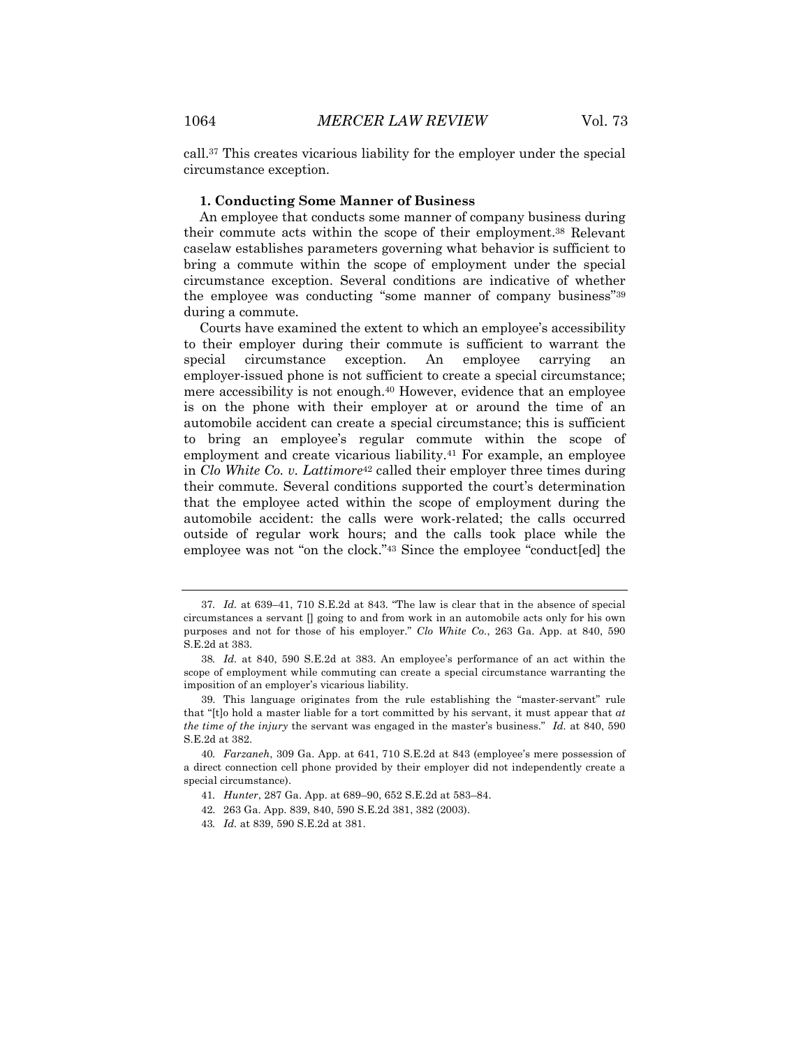call.[37] This creates vicarious liability for the employer under the special circumstance exception.

### 1. Conducting Some Manner of Business

An employee that conducts some manner of company business during their commute acts within the scope of their employment.[38] Relevant caselaw establishes parameters governing what behavior is sufficient to bring a commute within the scope of employment under the special circumstance exception. Several conditions are indicative of whether the employee was conducting "some manner of company business"[39] during a commute.

Courts have examined the extent to which an employee's accessibility to their employer during their commute is sufficient to warrant the special circumstance exception. An employee carrying an employer-issued phone is not sufficient to create a special circumstance; mere accessibility is not enough.[40] However, evidence that an employee is on the phone with their employer at or around the time of an automobile accident can create a special circumstance; this is sufficient to bring an employee's regular commute within the scope of employment and create vicarious liability.[41] For example, an employee in *Clo White Co. v. Lattimore*[42] called their employer three times during their commute. Several conditions supported the court's determination that the employee acted within the scope of employment during the automobile accident: the calls were work-related; the calls occurred outside of regular work hours; and the calls took place while the employee was not "on the clock."[43] Since the employee "conduct[ed] the

---

37. *Id.* at 639–41, 710 S.E.2d at 843. "The law is clear that in the absence of special circumstances a servant [] going to and from work in an automobile acts only for his own purposes and not for those of his employer." *Clo White Co.*, 263 Ga. App. at 840, 590 S.E.2d at 383.

38. *Id.* at 840, 590 S.E.2d at 383. An employee's performance of an act within the scope of employment while commuting can create a special circumstance warranting the imposition of an employer's vicarious liability.

39. This language originates from the rule establishing the "master-servant" rule that "[t]o hold a master liable for a tort committed by his servant, it must appear that *at the time of the injury* the servant was engaged in the master's business." *Id.* at 840, 590 S.E.2d at 382.

40. *Farzaneh*, 309 Ga. App. at 641, 710 S.E.2d at 843 (employee's mere possession of a direct connection cell phone provided by their employer did not independently create a special circumstance).

41. *Hunter*, 287 Ga. App. at 689–90, 652 S.E.2d at 583–84.

42. 263 Ga. App. 839, 840, 590 S.E.2d 381, 382 (2003).

43. *Id.* at 839, 590 S.E.2d at 381.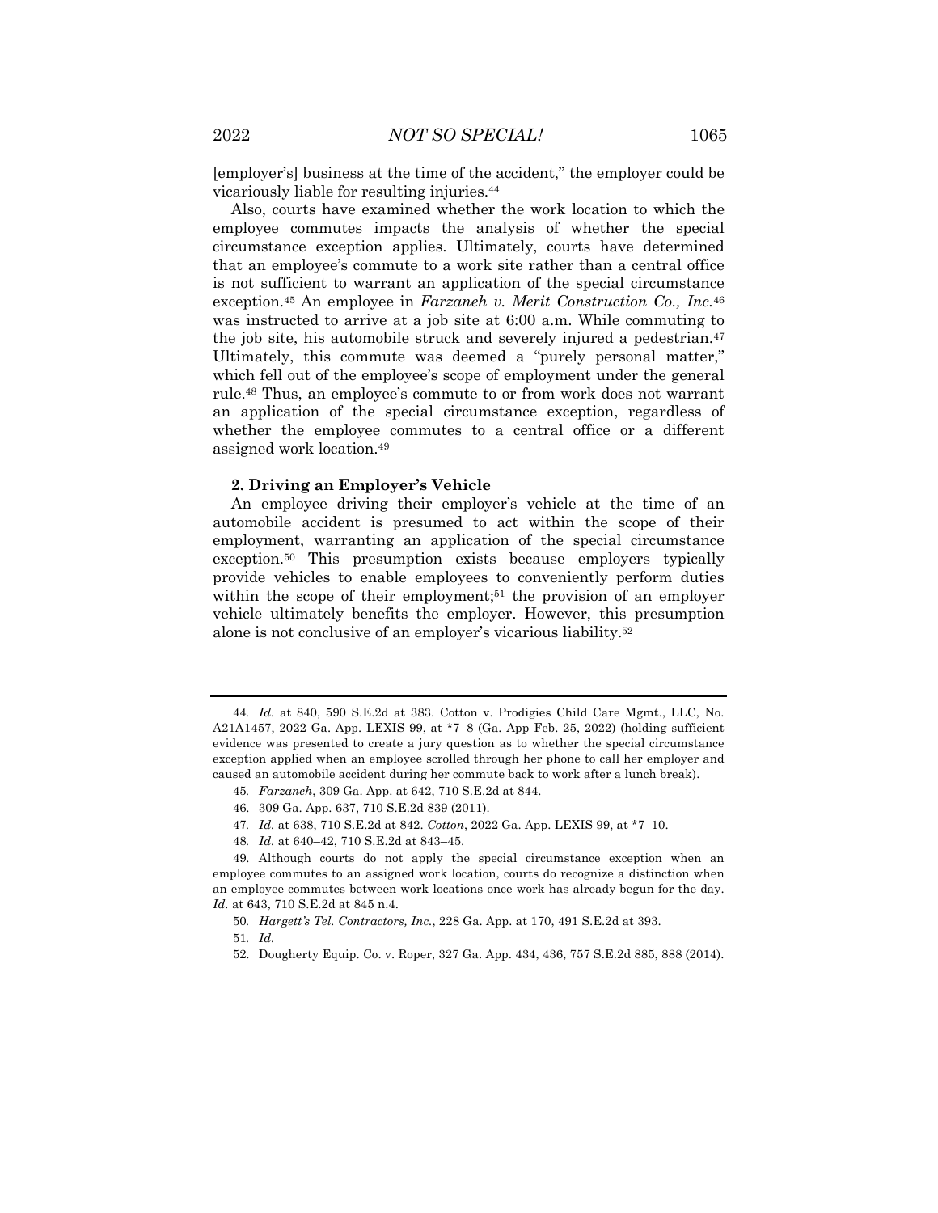[employer's] business at the time of the accident," the employer could be vicariously liable for resulting injuries.[44]

Also, courts have examined whether the work location to which the employee commutes impacts the analysis of whether the special circumstance exception applies. Ultimately, courts have determined that an employee's commute to a work site rather than a central office is not sufficient to warrant an application of the special circumstance exception.[45] An employee in *Farzaneh v. Merit Construction Co., Inc.*[46] was instructed to arrive at a job site at 6:00 a.m. While commuting to the job site, his automobile struck and severely injured a pedestrian.[47] Ultimately, this commute was deemed a "purely personal matter," which fell out of the employee's scope of employment under the general rule.[48] Thus, an employee's commute to or from work does not warrant an application of the special circumstance exception, regardless of whether the employee commutes to a central office or a different assigned work location.[49]

**2. Driving an Employer's Vehicle**

An employee driving their employer's vehicle at the time of an automobile accident is presumed to act within the scope of their employment, warranting an application of the special circumstance exception.[50] This presumption exists because employers typically provide vehicles to enable employees to conveniently perform duties within the scope of their employment;[51] the provision of an employer vehicle ultimately benefits the employer. However, this presumption alone is not conclusive of an employer's vicarious liability.[52]

---

44. *Id.* at 840, 590 S.E.2d at 383. Cotton v. Prodigies Child Care Mgmt., LLC, No. A21A1457, 2022 Ga. App. LEXIS 99, at *7–8 (Ga. App Feb. 25, 2022) (holding sufficient evidence was presented to create a jury question as to whether the special circumstance exception applied when an employee scrolled through her phone to call her employer and caused an automobile accident during her commute back to work after a lunch break).

45. *Farzaneh*, 309 Ga. App. at 642, 710 S.E.2d at 844.

46. 309 Ga. App. 637, 710 S.E.2d 839 (2011).

47. *Id.* at 638, 710 S.E.2d at 842. *Cotton*, 2022 Ga. App. LEXIS 99, at *7–10.

48. *Id.* at 640–42, 710 S.E.2d at 843–45.

49. Although courts do not apply the special circumstance exception when an employee commutes to an assigned work location, courts do recognize a distinction when an employee commutes between work locations once work has already begun for the day. *Id.* at 643, 710 S.E.2d at 845 n.4.

50. *Hargett's Tel. Contractors, Inc.*, 228 Ga. App. at 170, 491 S.E.2d at 393.

51. *Id.*

52. Dougherty Equip. Co. v. Roper, 327 Ga. App. 434, 436, 757 S.E.2d 885, 888 (2014).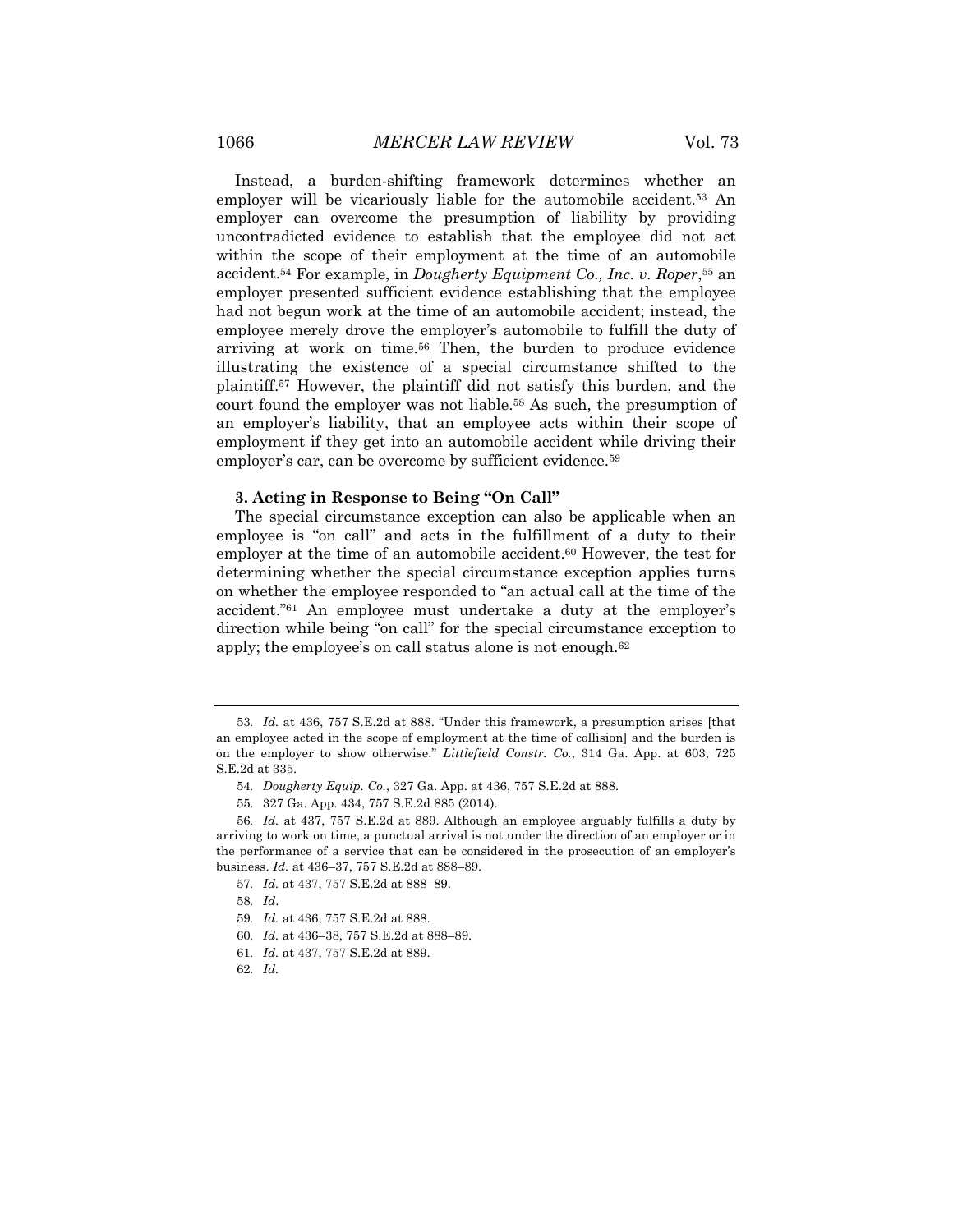Instead, a burden-shifting framework determines whether an employer will be vicariously liable for the automobile accident.[53] An employer can overcome the presumption of liability by providing uncontradicted evidence to establish that the employee did not act within the scope of their employment at the time of an automobile accident.[54] For example, in *Dougherty Equipment Co., Inc. v. Roper*,[55] an employer presented sufficient evidence establishing that the employee had not begun work at the time of an automobile accident; instead, the employee merely drove the employer's automobile to fulfill the duty of arriving at work on time.[56] Then, the burden to produce evidence illustrating the existence of a special circumstance shifted to the plaintiff.[57] However, the plaintiff did not satisfy this burden, and the court found the employer was not liable.[58] As such, the presumption of an employer's liability, that an employee acts within their scope of employment if they get into an automobile accident while driving their employer's car, can be overcome by sufficient evidence.[59]

### 3. Acting in Response to Being "On Call"

The special circumstance exception can also be applicable when an employee is "on call" and acts in the fulfillment of a duty to their employer at the time of an automobile accident.[60] However, the test for determining whether the special circumstance exception applies turns on whether the employee responded to "an actual call at the time of the accident."[61] An employee must undertake a duty at the employer's direction while being "on call" for the special circumstance exception to apply; the employee's on call status alone is not enough.[62]

---

53. *Id.* at 436, 757 S.E.2d at 888. "Under this framework, a presumption arises [that an employee acted in the scope of employment at the time of collision] and the burden is on the employer to show otherwise." *Littlefield Constr. Co.*, 314 Ga. App. at 603, 725 S.E.2d at 335.

54. *Dougherty Equip. Co.*, 327 Ga. App. at 436, 757 S.E.2d at 888.

55. 327 Ga. App. 434, 757 S.E.2d 885 (2014).

56. *Id.* at 437, 757 S.E.2d at 889. Although an employee arguably fulfills a duty by arriving to work on time, a punctual arrival is not under the direction of an employer or in the performance of a service that can be considered in the prosecution of an employer's business. *Id.* at 436–37, 757 S.E.2d at 888–89.

57. *Id.* at 437, 757 S.E.2d at 888–89.

58. *Id*.

59. *Id.* at 436, 757 S.E.2d at 888.

60. *Id.* at 436–38, 757 S.E.2d at 888–89.

61. *Id.* at 437, 757 S.E.2d at 889.

62. *Id.*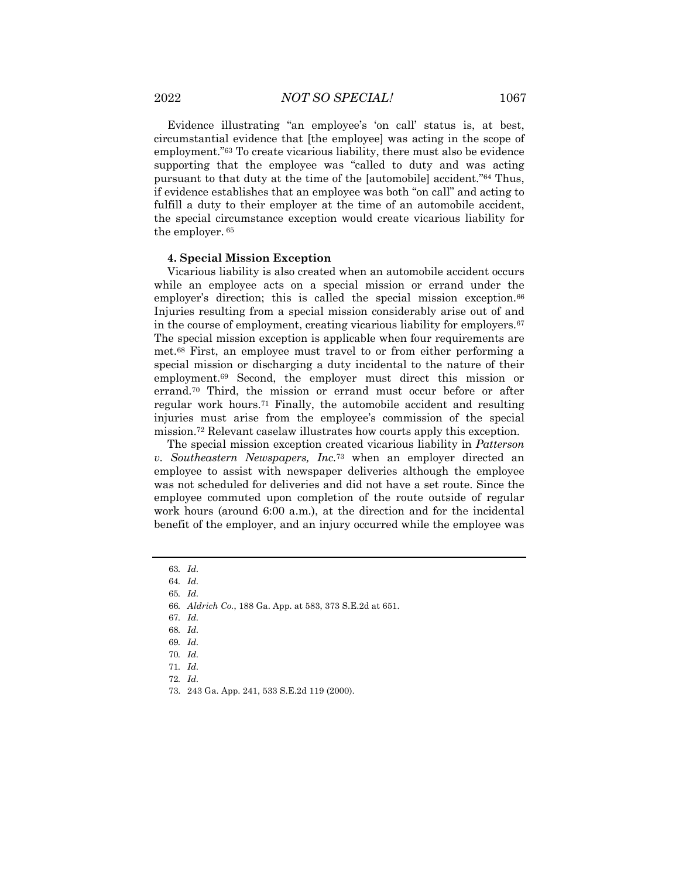Evidence illustrating "an employee's 'on call' status is, at best, circumstantial evidence that [the employee] was acting in the scope of employment."[63] To create vicarious liability, there must also be evidence supporting that the employee was "called to duty and was acting pursuant to that duty at the time of the [automobile] accident."[64] Thus, if evidence establishes that an employee was both "on call" and acting to fulfill a duty to their employer at the time of an automobile accident, the special circumstance exception would create vicarious liability for the employer. [65]

#### 4. Special Mission Exception

Vicarious liability is also created when an automobile accident occurs while an employee acts on a special mission or errand under the employer's direction; this is called the special mission exception.[66] Injuries resulting from a special mission considerably arise out of and in the course of employment, creating vicarious liability for employers.[67] The special mission exception is applicable when four requirements are met.[68] First, an employee must travel to or from either performing a special mission or discharging a duty incidental to the nature of their employment.[69] Second, the employer must direct this mission or errand.[70] Third, the mission or errand must occur before or after regular work hours.[71] Finally, the automobile accident and resulting injuries must arise from the employee's commission of the special mission.[72] Relevant caselaw illustrates how courts apply this exception.

The special mission exception created vicarious liability in *Patterson v. Southeastern Newspapers, Inc.*[73] when an employer directed an employee to assist with newspaper deliveries although the employee was not scheduled for deliveries and did not have a set route. Since the employee commuted upon completion of the route outside of regular work hours (around 6:00 a.m.), at the direction and for the incidental benefit of the employer, and an injury occurred while the employee was

---

63. *Id.*
64. *Id.*
65. *Id.*
66. *Aldrich Co.*, 188 Ga. App. at 583, 373 S.E.2d at 651.
67. *Id.*
68. *Id.*
69. *Id.*
70. *Id.*
71. *Id.*
72. *Id.*
73. 243 Ga. App. 241, 533 S.E.2d 119 (2000).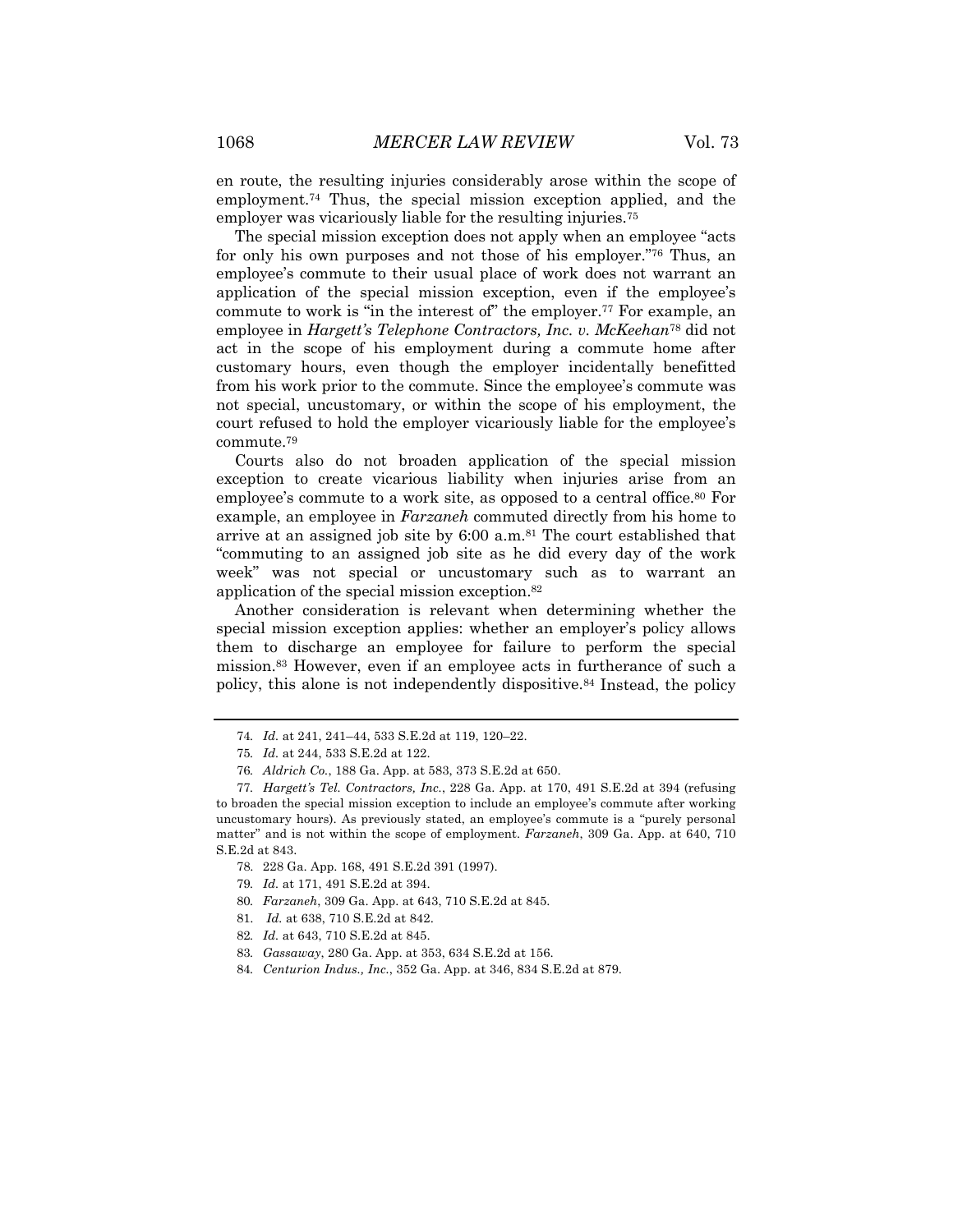en route, the resulting injuries considerably arose within the scope of employment.[74] Thus, the special mission exception applied, and the employer was vicariously liable for the resulting injuries.[75]

The special mission exception does not apply when an employee "acts for only his own purposes and not those of his employer."[76] Thus, an employee's commute to their usual place of work does not warrant an application of the special mission exception, even if the employee's commute to work is "in the interest of" the employer.[77] For example, an employee in *Hargett's Telephone Contractors, Inc. v. McKeehan*[78] did not act in the scope of his employment during a commute home after customary hours, even though the employer incidentally benefitted from his work prior to the commute. Since the employee's commute was not special, uncustomary, or within the scope of his employment, the court refused to hold the employer vicariously liable for the employee's commute.[79]

Courts also do not broaden application of the special mission exception to create vicarious liability when injuries arise from an employee's commute to a work site, as opposed to a central office.[80] For example, an employee in *Farzaneh* commuted directly from his home to arrive at an assigned job site by 6:00 a.m.[81] The court established that "commuting to an assigned job site as he did every day of the work week" was not special or uncustomary such as to warrant an application of the special mission exception.[82]

Another consideration is relevant when determining whether the special mission exception applies: whether an employer's policy allows them to discharge an employee for failure to perform the special mission.[83] However, even if an employee acts in furtherance of such a policy, this alone is not independently dispositive.[84] Instead, the policy

---

74. *Id.* at 241, 241–44, 533 S.E.2d at 119, 120–22.

75. *Id.* at 244, 533 S.E.2d at 122.

76. *Aldrich Co.*, 188 Ga. App. at 583, 373 S.E.2d at 650.

77. *Hargett's Tel. Contractors, Inc.*, 228 Ga. App. at 170, 491 S.E.2d at 394 (refusing to broaden the special mission exception to include an employee's commute after working uncustomary hours). As previously stated, an employee's commute is a "purely personal matter" and is not within the scope of employment. *Farzaneh*, 309 Ga. App. at 640, 710 S.E.2d at 843.

78. 228 Ga. App. 168, 491 S.E.2d 391 (1997).

79. *Id.* at 171, 491 S.E.2d at 394.

80. *Farzaneh*, 309 Ga. App. at 643, 710 S.E.2d at 845.

81. *Id.* at 638, 710 S.E.2d at 842.

82. *Id.* at 643, 710 S.E.2d at 845.

83. *Gassaway*, 280 Ga. App. at 353, 634 S.E.2d at 156.

84. *Centurion Indus., Inc.*, 352 Ga. App. at 346, 834 S.E.2d at 879.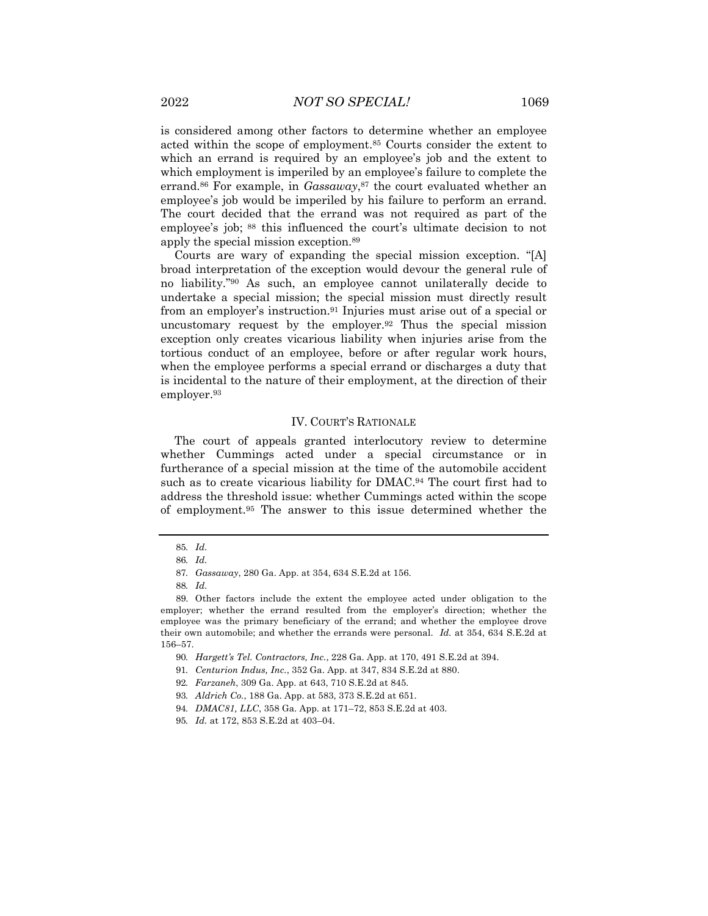is considered among other factors to determine whether an employee acted within the scope of employment.[85] Courts consider the extent to which an errand is required by an employee's job and the extent to which employment is imperiled by an employee's failure to complete the errand.[86] For example, in *Gassaway*,[87] the court evaluated whether an employee's job would be imperiled by his failure to perform an errand. The court decided that the errand was not required as part of the employee's job; [88] this influenced the court's ultimate decision to not apply the special mission exception.[89]

Courts are wary of expanding the special mission exception. "[A] broad interpretation of the exception would devour the general rule of no liability."[90] As such, an employee cannot unilaterally decide to undertake a special mission; the special mission must directly result from an employer's instruction.[91] Injuries must arise out of a special or uncustomary request by the employer.[92] Thus the special mission exception only creates vicarious liability when injuries arise from the tortious conduct of an employee, before or after regular work hours, when the employee performs a special errand or discharges a duty that is incidental to the nature of their employment, at the direction of their employer.[93]

## IV. COURT'S RATIONALE

The court of appeals granted interlocutory review to determine whether Cummings acted under a special circumstance or in furtherance of a special mission at the time of the automobile accident such as to create vicarious liability for DMAC.[94] The court first had to address the threshold issue: whether Cummings acted within the scope of employment.[95] The answer to this issue determined whether the

---

85. *Id.*

86. *Id.*

87. *Gassaway*, 280 Ga. App. at 354, 634 S.E.2d at 156.

88. *Id.*

89. Other factors include the extent the employee acted under obligation to the employer; whether the errand resulted from the employer's direction; whether the employee was the primary beneficiary of the errand; and whether the employee drove their own automobile; and whether the errands were personal. *Id.* at 354, 634 S.E.2d at 156–57.

90. *Hargett's Tel. Contractors, Inc.*, 228 Ga. App. at 170, 491 S.E.2d at 394.

91. *Centurion Indus, Inc.*, 352 Ga. App. at 347, 834 S.E.2d at 880.

92. *Farzaneh*, 309 Ga. App. at 643, 710 S.E.2d at 845.

93. *Aldrich Co.*, 188 Ga. App. at 583, 373 S.E.2d at 651.

94. *DMAC81, LLC*, 358 Ga. App. at 171–72, 853 S.E.2d at 403.

95. *Id.* at 172, 853 S.E.2d at 403–04.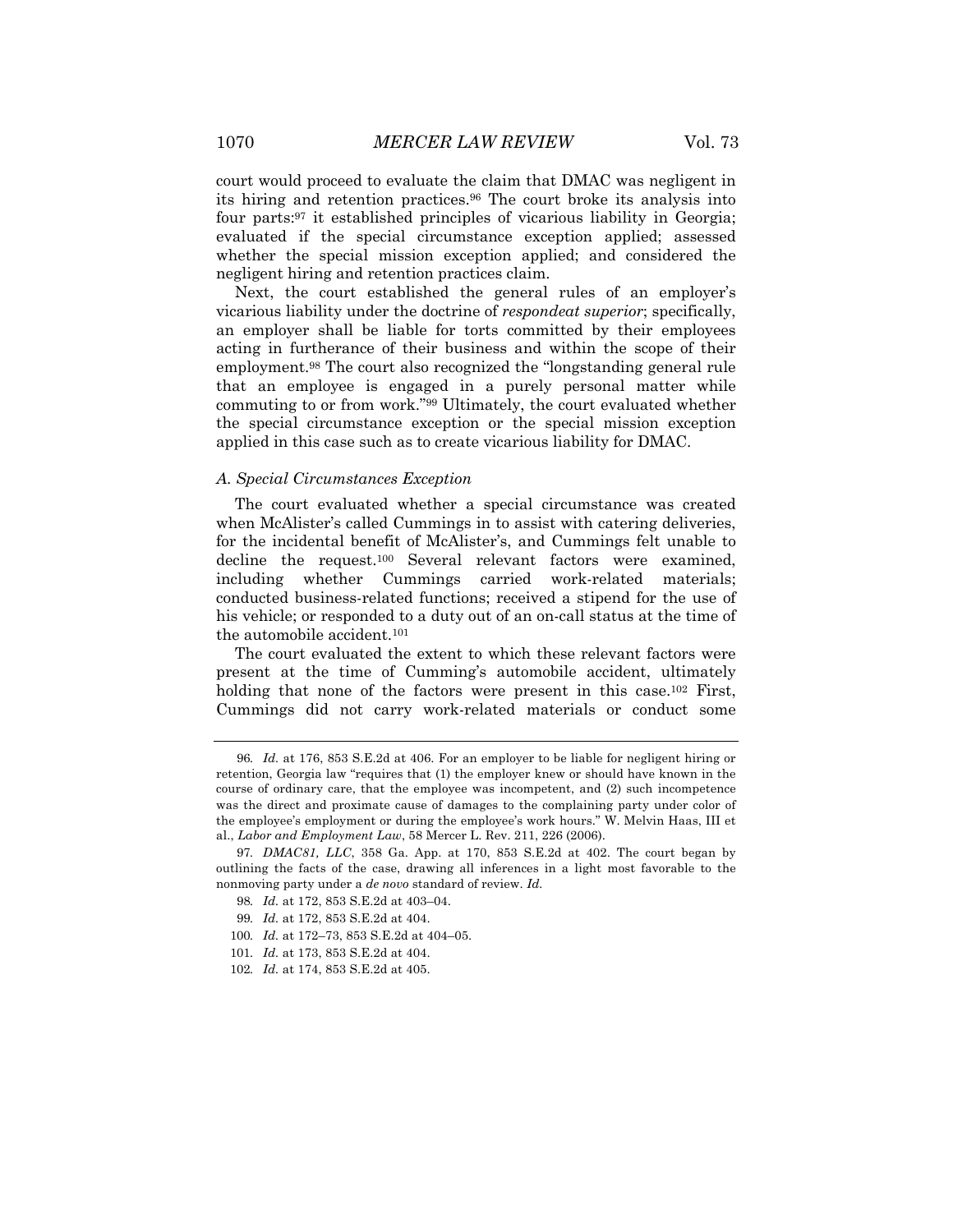court would proceed to evaluate the claim that DMAC was negligent in its hiring and retention practices.[96] The court broke its analysis into four parts:[97] it established principles of vicarious liability in Georgia; evaluated if the special circumstance exception applied; assessed whether the special mission exception applied; and considered the negligent hiring and retention practices claim.

Next, the court established the general rules of an employer's vicarious liability under the doctrine of *respondeat superior*; specifically, an employer shall be liable for torts committed by their employees acting in furtherance of their business and within the scope of their employment.[98] The court also recognized the "longstanding general rule that an employee is engaged in a purely personal matter while commuting to or from work."[99] Ultimately, the court evaluated whether the special circumstance exception or the special mission exception applied in this case such as to create vicarious liability for DMAC.

### *A. Special Circumstances Exception*

The court evaluated whether a special circumstance was created when McAlister's called Cummings in to assist with catering deliveries, for the incidental benefit of McAlister's, and Cummings felt unable to decline the request.[100] Several relevant factors were examined, including whether Cummings carried work-related materials; conducted business-related functions; received a stipend for the use of his vehicle; or responded to a duty out of an on-call status at the time of the automobile accident.[101]

The court evaluated the extent to which these relevant factors were present at the time of Cumming's automobile accident, ultimately holding that none of the factors were present in this case.[102] First, Cummings did not carry work-related materials or conduct some

---

96. *Id.* at 176, 853 S.E.2d at 406. For an employer to be liable for negligent hiring or retention, Georgia law "requires that (1) the employer knew or should have known in the course of ordinary care, that the employee was incompetent, and (2) such incompetence was the direct and proximate cause of damages to the complaining party under color of the employee's employment or during the employee's work hours." W. Melvin Haas, III et al., *Labor and Employment Law*, 58 Mercer L. Rev. 211, 226 (2006).

97. *DMAC81, LLC*, 358 Ga. App. at 170, 853 S.E.2d at 402. The court began by outlining the facts of the case, drawing all inferences in a light most favorable to the nonmoving party under a *de novo* standard of review. *Id.*

98. *Id.* at 172, 853 S.E.2d at 403–04.

99. *Id.* at 172, 853 S.E.2d at 404.

100. *Id.* at 172–73, 853 S.E.2d at 404–05.

101. *Id.* at 173, 853 S.E.2d at 404.

102. *Id.* at 174, 853 S.E.2d at 405.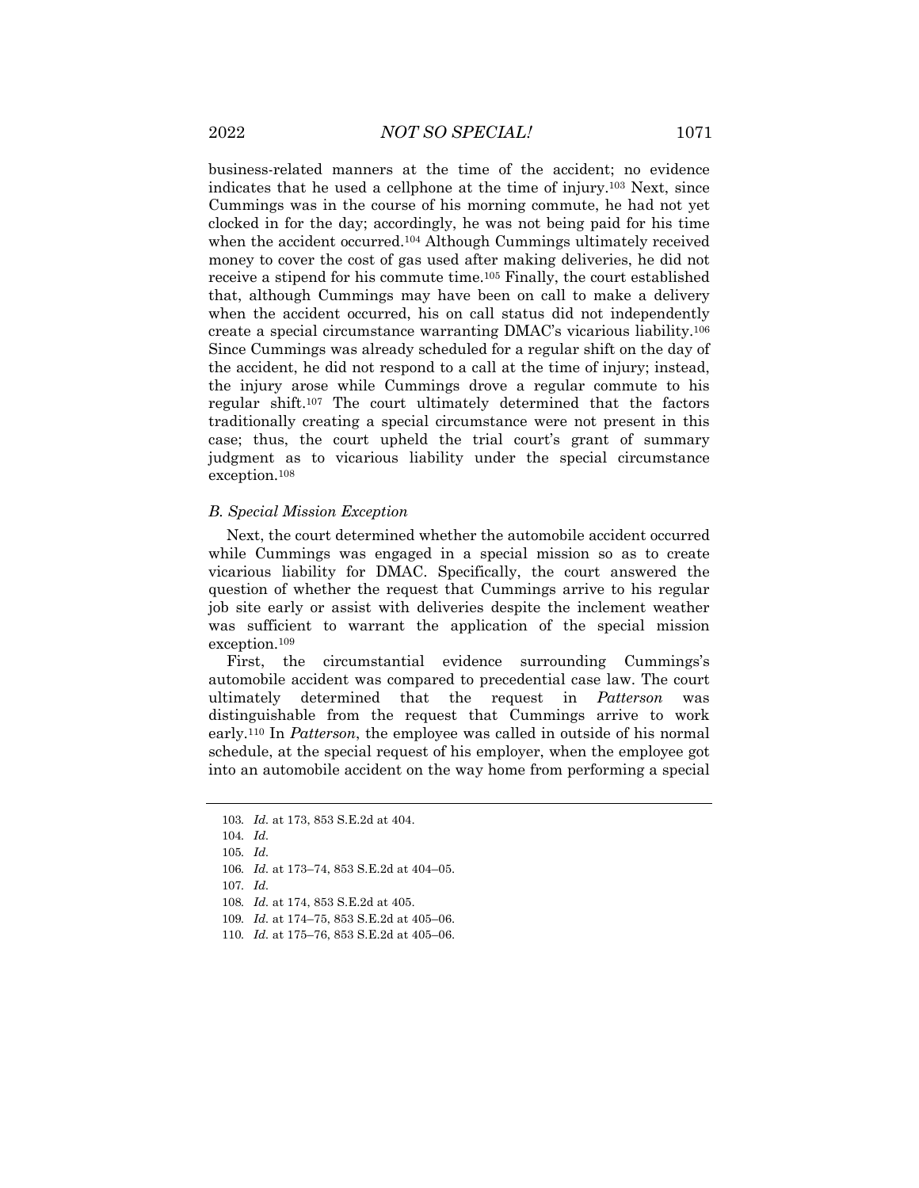business-related manners at the time of the accident; no evidence indicates that he used a cellphone at the time of injury.[103] Next, since Cummings was in the course of his morning commute, he had not yet clocked in for the day; accordingly, he was not being paid for his time when the accident occurred.[104] Although Cummings ultimately received money to cover the cost of gas used after making deliveries, he did not receive a stipend for his commute time.[105] Finally, the court established that, although Cummings may have been on call to make a delivery when the accident occurred, his on call status did not independently create a special circumstance warranting DMAC's vicarious liability.[106] Since Cummings was already scheduled for a regular shift on the day of the accident, he did not respond to a call at the time of injury; instead, the injury arose while Cummings drove a regular commute to his regular shift.[107] The court ultimately determined that the factors traditionally creating a special circumstance were not present in this case; thus, the court upheld the trial court's grant of summary judgment as to vicarious liability under the special circumstance exception.[108]

### *B. Special Mission Exception*

Next, the court determined whether the automobile accident occurred while Cummings was engaged in a special mission so as to create vicarious liability for DMAC. Specifically, the court answered the question of whether the request that Cummings arrive to his regular job site early or assist with deliveries despite the inclement weather was sufficient to warrant the application of the special mission exception.[109]

First, the circumstantial evidence surrounding Cummings's automobile accident was compared to precedential case law. The court ultimately determined that the request in *Patterson* was distinguishable from the request that Cummings arrive to work early.[110] In *Patterson*, the employee was called in outside of his normal schedule, at the special request of his employer, when the employee got into an automobile accident on the way home from performing a special

---

103. *Id.* at 173, 853 S.E.2d at 404.

104. *Id.*

105. *Id.*

106. *Id.* at 173–74, 853 S.E.2d at 404–05.

107. *Id.*

108. *Id.* at 174, 853 S.E.2d at 405.

109. *Id.* at 174–75, 853 S.E.2d at 405–06.

110. *Id.* at 175–76, 853 S.E.2d at 405–06.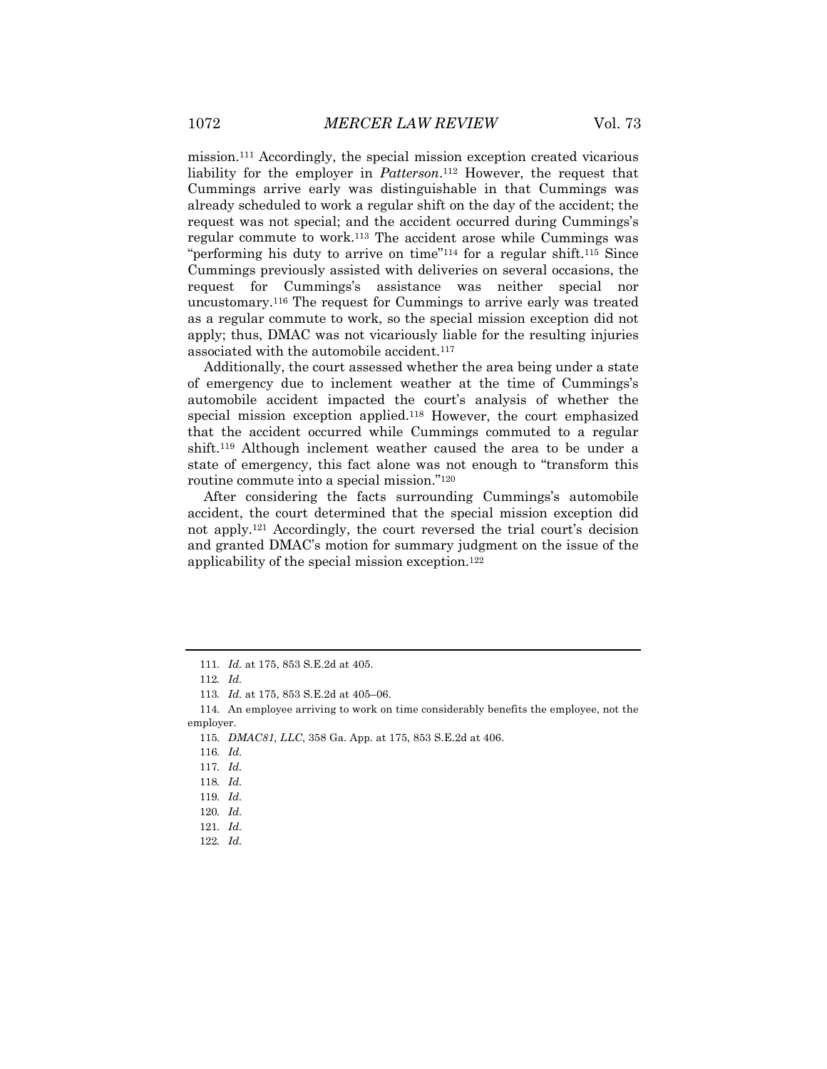mission.[111] Accordingly, the special mission exception created vicarious liability for the employer in *Patterson*.[112] However, the request that Cummings arrive early was distinguishable in that Cummings was already scheduled to work a regular shift on the day of the accident; the request was not special; and the accident occurred during Cummings's regular commute to work.[113] The accident arose while Cummings was "performing his duty to arrive on time"[114] for a regular shift.[115] Since Cummings previously assisted with deliveries on several occasions, the request for Cummings's assistance was neither special nor uncustomary.[116] The request for Cummings to arrive early was treated as a regular commute to work, so the special mission exception did not apply; thus, DMAC was not vicariously liable for the resulting injuries associated with the automobile accident.[117]

Additionally, the court assessed whether the area being under a state of emergency due to inclement weather at the time of Cummings's automobile accident impacted the court's analysis of whether the special mission exception applied.[118] However, the court emphasized that the accident occurred while Cummings commuted to a regular shift.[119] Although inclement weather caused the area to be under a state of emergency, this fact alone was not enough to "transform this routine commute into a special mission."[120]

After considering the facts surrounding Cummings's automobile accident, the court determined that the special mission exception did not apply.[121] Accordingly, the court reversed the trial court's decision and granted DMAC's motion for summary judgment on the issue of the applicability of the special mission exception.[122]

---

111. *Id.* at 175, 853 S.E.2d at 405.

112. *Id.*

113. *Id.* at 175, 853 S.E.2d at 405–06.

114. An employee arriving to work on time considerably benefits the employee, not the employer.

115. *DMAC81, LLC*, 358 Ga. App. at 175, 853 S.E.2d at 406.

116. *Id.*

117. *Id.*

118. *Id.*

119. *Id.*

120. *Id.*

121. *Id.*

122. *Id.*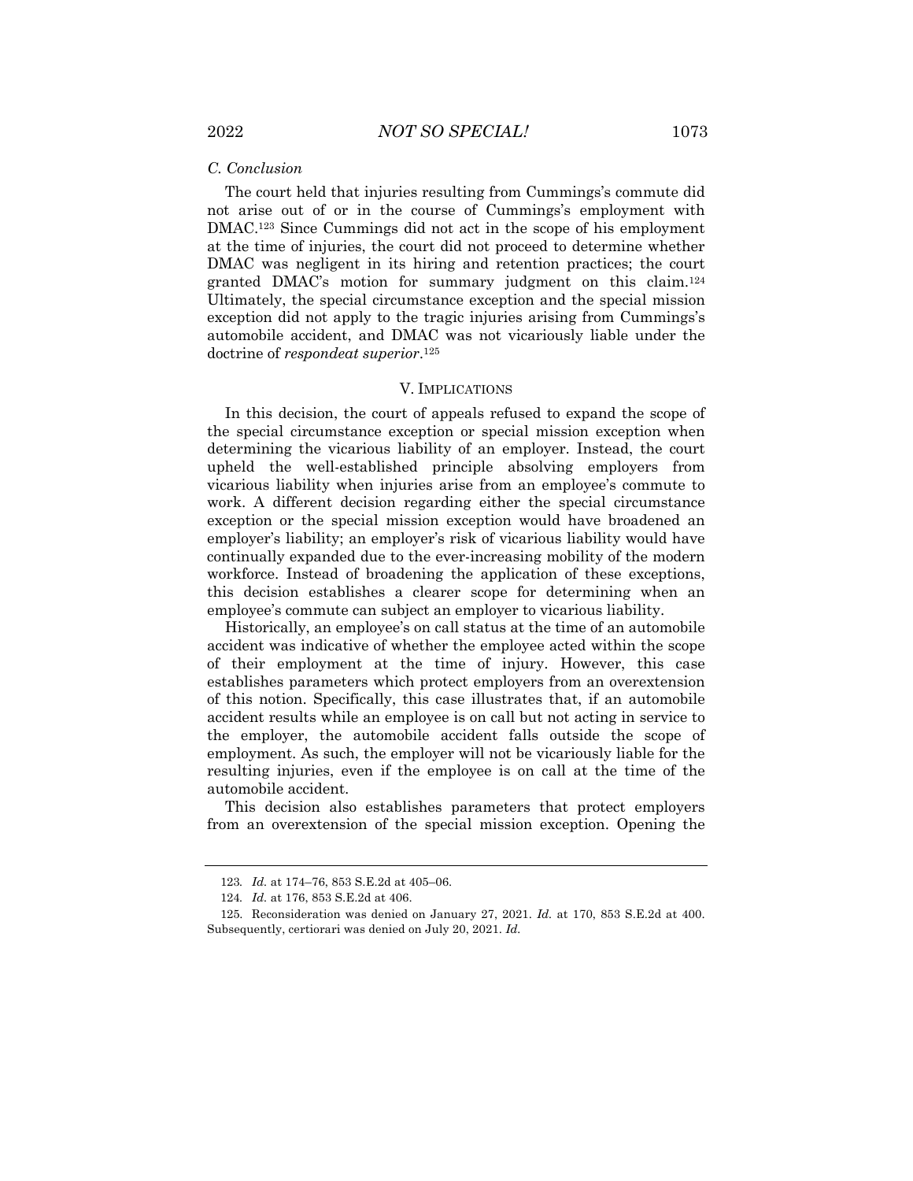### C. Conclusion

The court held that injuries resulting from Cummings's commute did not arise out of or in the course of Cummings's employment with DMAC.[123] Since Cummings did not act in the scope of his employment at the time of injuries, the court did not proceed to determine whether DMAC was negligent in its hiring and retention practices; the court granted DMAC's motion for summary judgment on this claim.[124] Ultimately, the special circumstance exception and the special mission exception did not apply to the tragic injuries arising from Cummings's automobile accident, and DMAC was not vicariously liable under the doctrine of *respondeat superior*.[125]

## V. IMPLICATIONS

In this decision, the court of appeals refused to expand the scope of the special circumstance exception or special mission exception when determining the vicarious liability of an employer. Instead, the court upheld the well-established principle absolving employers from vicarious liability when injuries arise from an employee's commute to work. A different decision regarding either the special circumstance exception or the special mission exception would have broadened an employer's liability; an employer's risk of vicarious liability would have continually expanded due to the ever-increasing mobility of the modern workforce. Instead of broadening the application of these exceptions, this decision establishes a clearer scope for determining when an employee's commute can subject an employer to vicarious liability.

Historically, an employee's on call status at the time of an automobile accident was indicative of whether the employee acted within the scope of their employment at the time of injury. However, this case establishes parameters which protect employers from an overextension of this notion. Specifically, this case illustrates that, if an automobile accident results while an employee is on call but not acting in service to the employer, the automobile accident falls outside the scope of employment. As such, the employer will not be vicariously liable for the resulting injuries, even if the employee is on call at the time of the automobile accident.

This decision also establishes parameters that protect employers from an overextension of the special mission exception. Opening the

---

123. *Id.* at 174–76, 853 S.E.2d at 405–06.

124. *Id.* at 176, 853 S.E.2d at 406.

125. Reconsideration was denied on January 27, 2021. *Id.* at 170, 853 S.E.2d at 400. Subsequently, certiorari was denied on July 20, 2021. *Id.*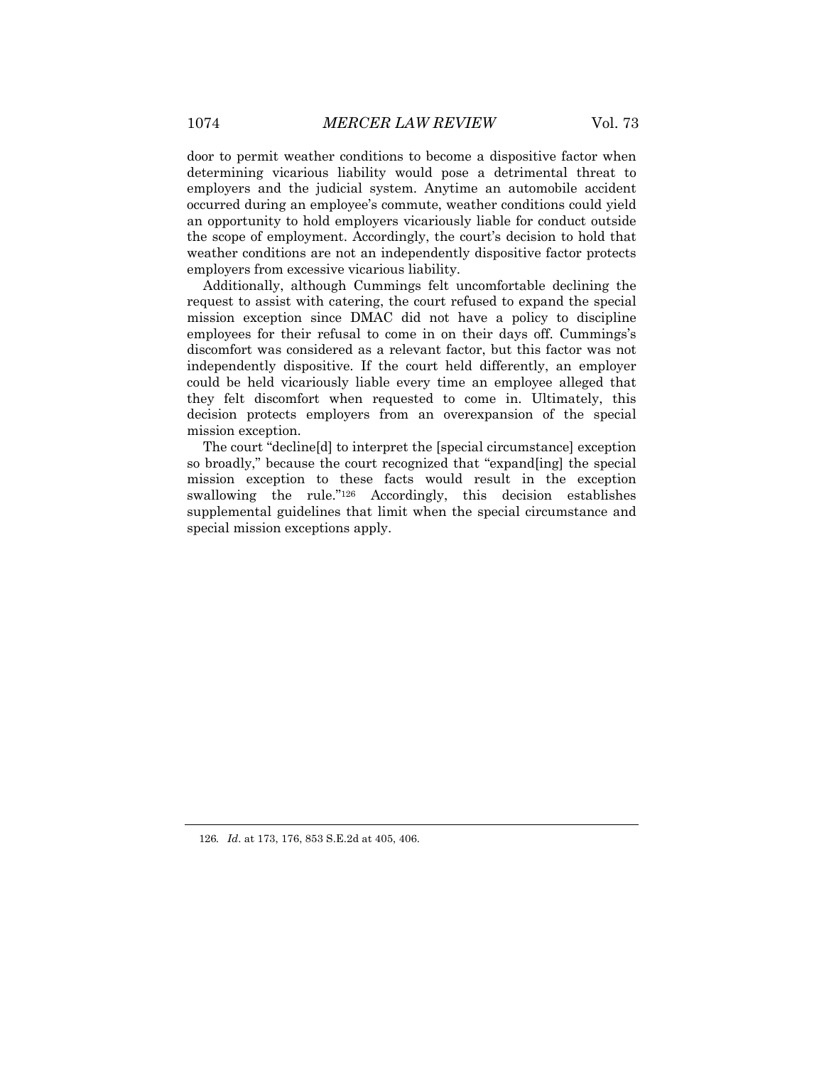door to permit weather conditions to become a dispositive factor when determining vicarious liability would pose a detrimental threat to employers and the judicial system. Anytime an automobile accident occurred during an employee's commute, weather conditions could yield an opportunity to hold employers vicariously liable for conduct outside the scope of employment. Accordingly, the court's decision to hold that weather conditions are not an independently dispositive factor protects employers from excessive vicarious liability.

Additionally, although Cummings felt uncomfortable declining the request to assist with catering, the court refused to expand the special mission exception since DMAC did not have a policy to discipline employees for their refusal to come in on their days off. Cummings's discomfort was considered as a relevant factor, but this factor was not independently dispositive. If the court held differently, an employer could be held vicariously liable every time an employee alleged that they felt discomfort when requested to come in. Ultimately, this decision protects employers from an overexpansion of the special mission exception.

The court "decline[d] to interpret the [special circumstance] exception so broadly," because the court recognized that "expand[ing] the special mission exception to these facts would result in the exception swallowing the rule."[126] Accordingly, this decision establishes supplemental guidelines that limit when the special circumstance and special mission exceptions apply.

---

126. *Id*. at 173, 176, 853 S.E.2d at 405, 406.